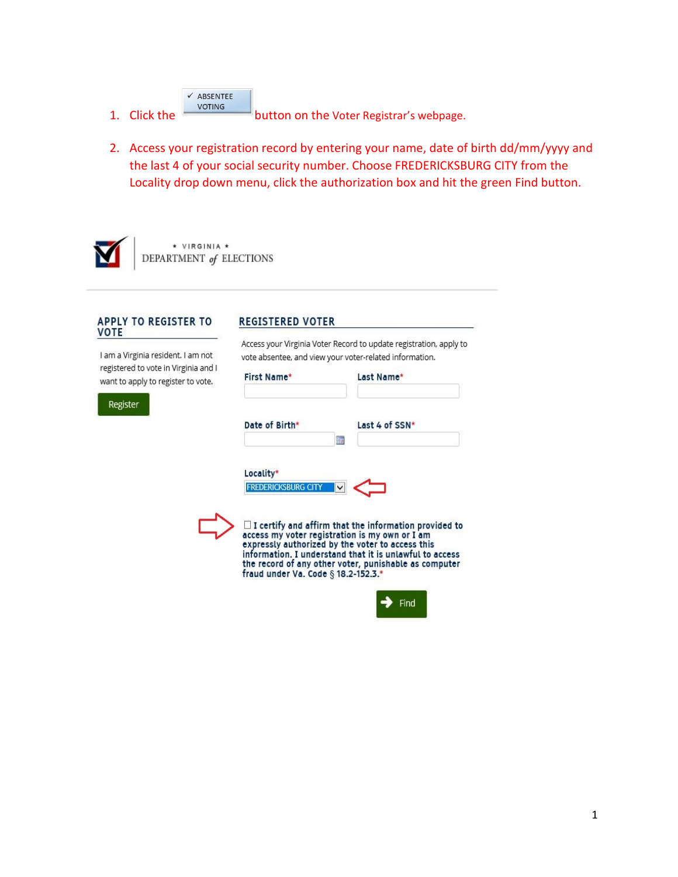1. Click the ✓ ABSENTEE VOTING button on the Voter Registrar's webpage.

2. Access your registration record by entering your name, date of birth dd/mm/yyyy and the last 4 of your social security number. Choose FREDERICKSBURG CITY from the Locality drop down menu, click the authorization box and hit the green Find button.

\* VIRGINIA \*
DEPARTMENT *of* ELECTIONS

## APPLY TO REGISTER TO VOTE

I am a Virginia resident. I am not registered to vote in Virginia and I want to apply to register to vote.

Register

## REGISTERED VOTER

Access your Virginia Voter Record to update registration, apply to vote absentee, and view your voter-related information.

First Name*

Last Name*

Date of Birth*

Last 4 of SSN*

Locality*

FREDERICKSBURG CITY

☐ I certify and affirm that the information provided to access my voter registration is my own or I am expressly authorized by the voter to access this information. I understand that it is unlawful to access the record of any other voter, punishable as computer fraud under Va. Code § 18.2-152.3.*

Find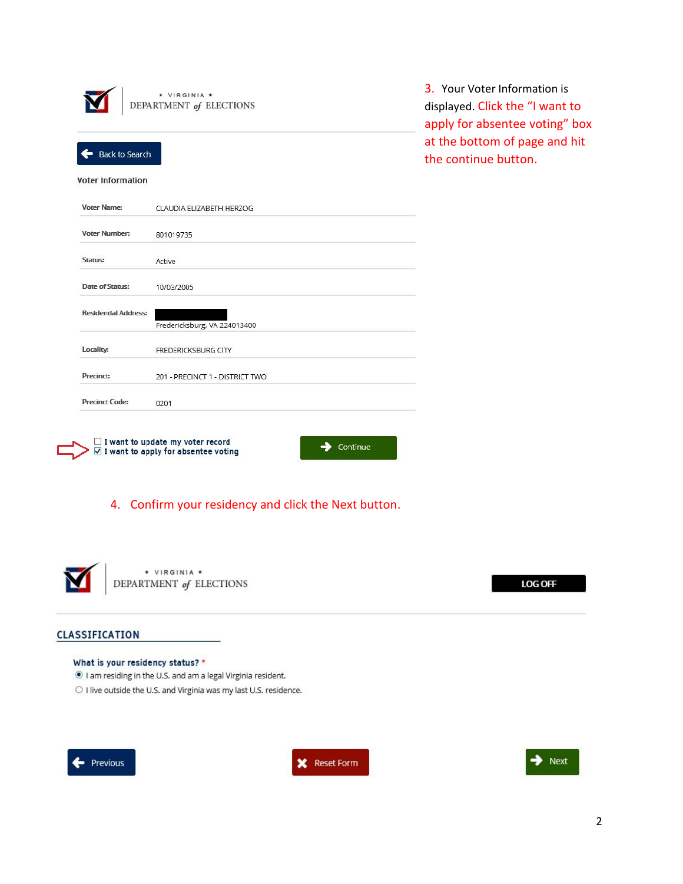3. Your Voter Information is displayed. Click the "I want to apply for absentee voting" box at the bottom of page and hit the continue button.

★ VIRGINIA ★
DEPARTMENT of ELECTIONS

Back to Search

Voter Information

| | |
|---|---|
| Voter Name: | CLAUDIA ELIZABETH HERZOG |
| Voter Number: | 801019735 |
| Status: | Active |
| Date of Status: | 10/03/2005 |
| Residential Address: | Fredericksburg, VA 224013400 |
| Locality: | FREDERICKSBURG CITY |
| Precinct: | 201 - PRECINCT 1 - DISTRICT TWO |
| Precinct Code: | 0201 |

☐ I want to update my voter record
☑ I want to apply for absentee voting

Continue

4. Confirm your residency and click the Next button.

★ VIRGINIA ★
DEPARTMENT of ELECTIONS

LOG OFF

## CLASSIFICATION

What is your residency status? *

- (●) I am residing in the U.S. and am a legal Virginia resident.
- ( ) I live outside the U.S. and Virginia was my last U.S. residence.

Previous | Reset Form | Next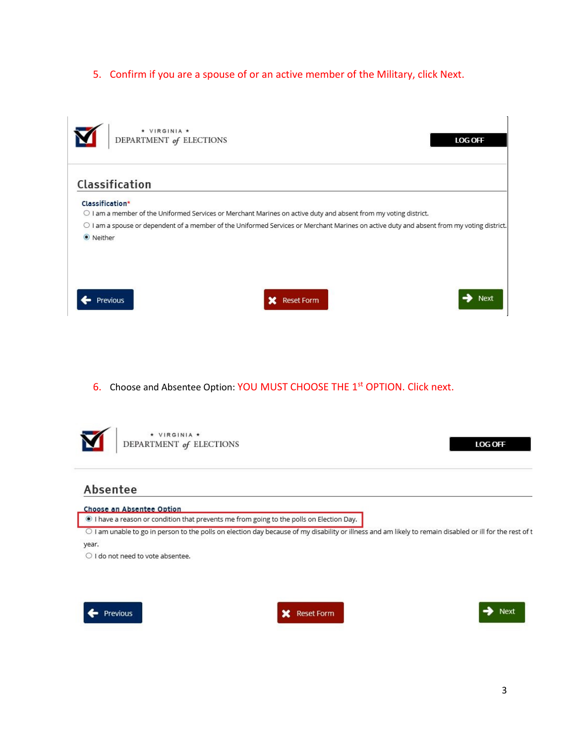5. Confirm if you are a spouse of or an active member of the Military, click Next.

★ VIRGINIA ★
DEPARTMENT *of* ELECTIONS

LOG OFF

## Classification

**Classification***

- ○ I am a member of the Uniformed Services or Merchant Marines on active duty and absent from my voting district.
- ○ I am a spouse or dependent of a member of the Uniformed Services or Merchant Marines on active duty and absent from my voting district.
- ◉ Neither

Previous | Reset Form | Next

6. Choose and Absentee Option: YOU MUST CHOOSE THE 1st OPTION. Click next.

★ VIRGINIA ★
DEPARTMENT *of* ELECTIONS

LOG OFF

## Absentee

**Choose an Absentee Option**

- ◉ I have a reason or condition that prevents me from going to the polls on Election Day.
- ○ I am unable to go in person to the polls on election day because of my disability or illness and am likely to remain disabled or ill for the rest of t year.
- ○ I do not need to vote absentee.

Previous | Reset Form | Next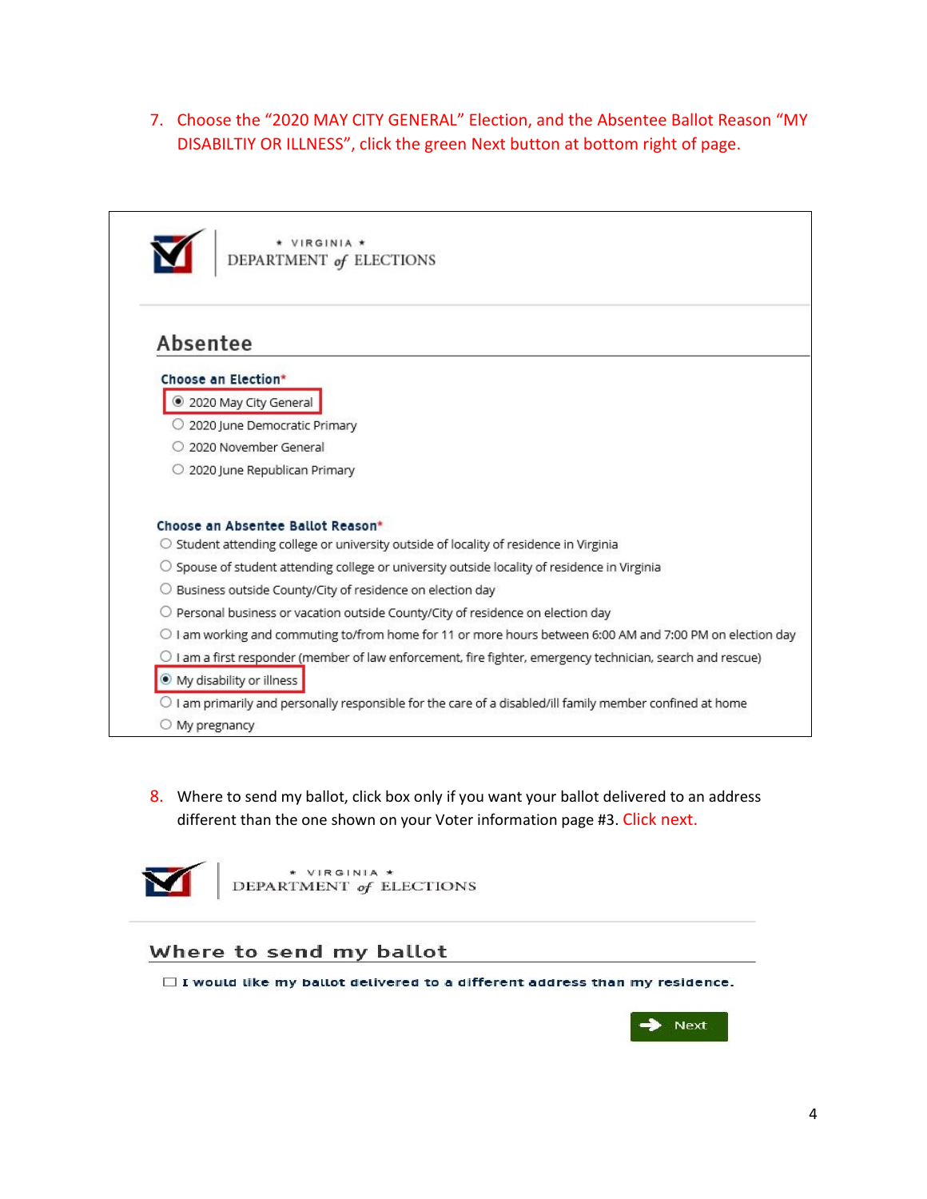7. Choose the "2020 MAY CITY GENERAL" Election, and the Absentee Ballot Reason "MY DISABILTIY OR ILLNESS", click the green Next button at bottom right of page.

★ VIRGINIA ★
DEPARTMENT *of* ELECTIONS

## Absentee

**Choose an Election***

- (●) 2020 May City General
- ( ) 2020 June Democratic Primary
- ( ) 2020 November General
- ( ) 2020 June Republican Primary

**Choose an Absentee Ballot Reason***

- ( ) Student attending college or university outside of locality of residence in Virginia
- ( ) Spouse of student attending college or university outside locality of residence in Virginia
- ( ) Business outside County/City of residence on election day
- ( ) Personal business or vacation outside County/City of residence on election day
- ( ) I am working and commuting to/from home for 11 or more hours between 6:00 AM and 7:00 PM on election day
- ( ) I am a first responder (member of law enforcement, fire fighter, emergency technician, search and rescue)
- (●) My disability or illness
- ( ) I am primarily and personally responsible for the care of a disabled/ill family member confined at home
- ( ) My pregnancy

8. Where to send my ballot, click box only if you want your ballot delivered to an address different than the one shown on your Voter information page #3. Click next.

★ VIRGINIA ★
DEPARTMENT *of* ELECTIONS

## Where to send my ballot

☐ I would like my ballot delivered to a different address than my residence.

Next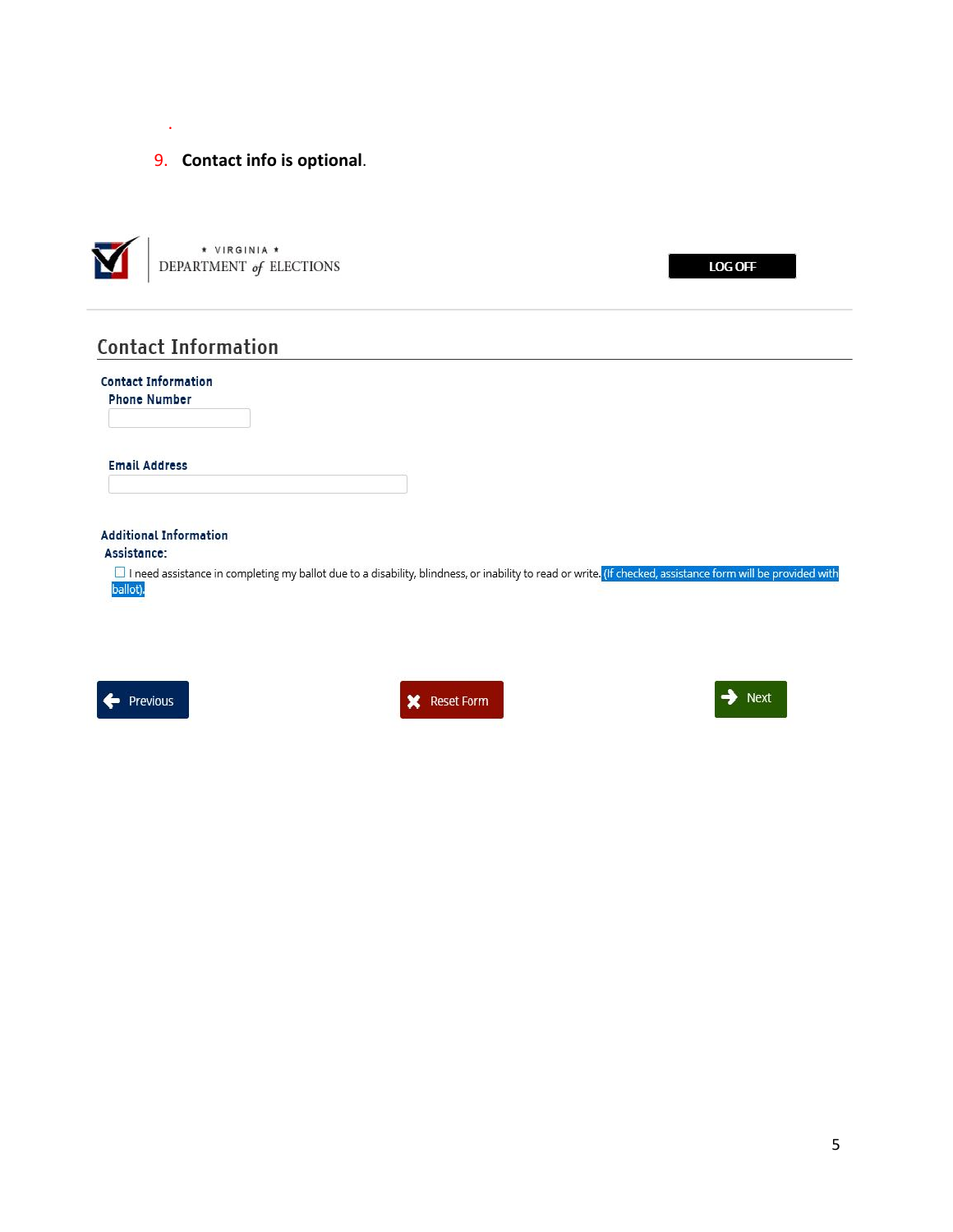9. **Contact info is optional**.

★ VIRGINIA ★
DEPARTMENT *of* ELECTIONS

LOG OFF

## Contact Information

**Contact Information**

**Phone Number**

**Email Address**

**Additional Information**

**Assistance:**

☐ I need assistance in completing my ballot due to a disability, blindness, or inability to read or write. (If checked, assistance form will be provided with ballot).

Previous | Reset Form | Next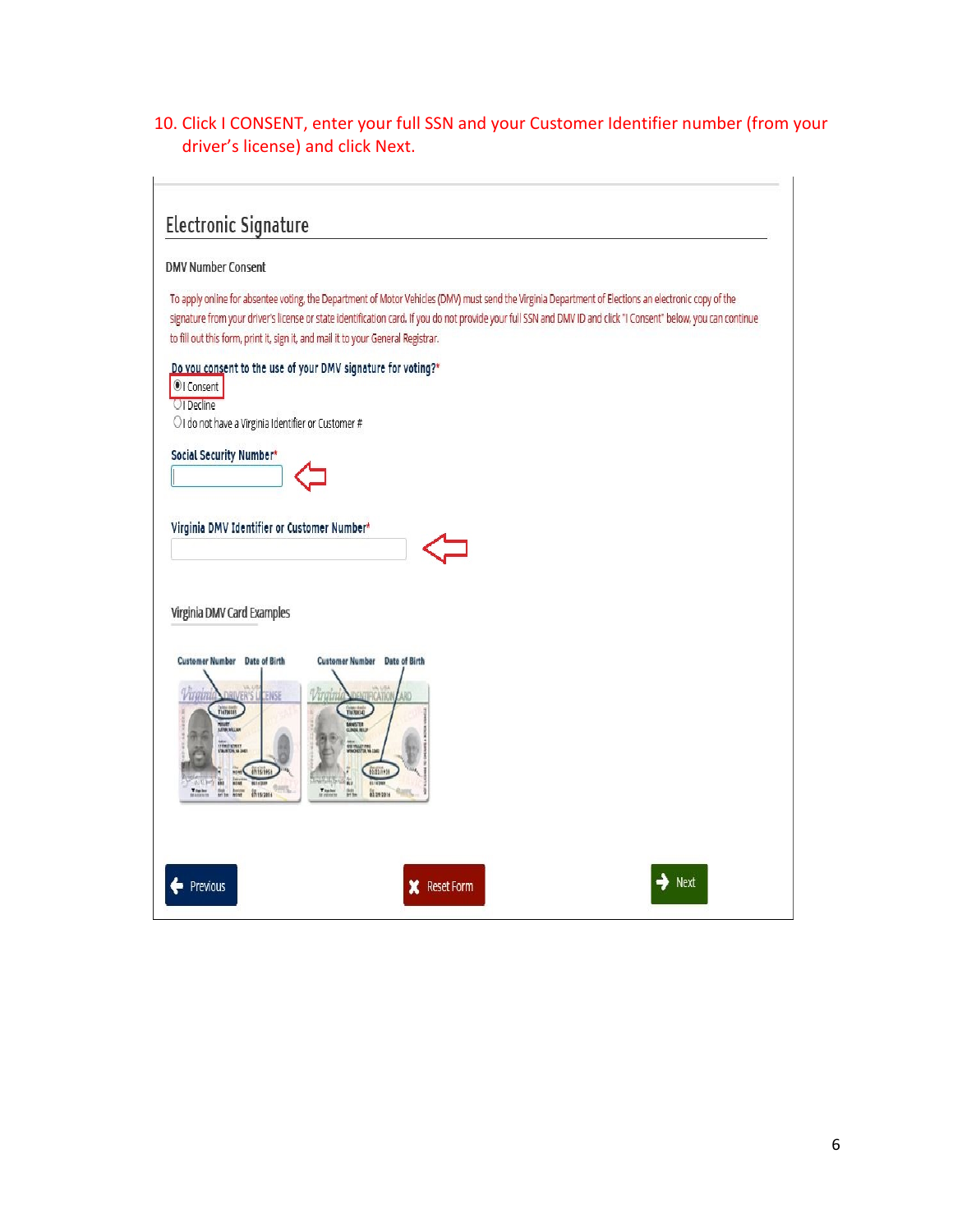10. Click I CONSENT, enter your full SSN and your Customer Identifier number (from your driver's license) and click Next.

## Electronic Signature

DMV Number Consent

To apply online for absentee voting, the Department of Motor Vehicles (DMV) must send the Virginia Department of Elections an electronic copy of the signature from your driver's license or state identification card. If you do not provide your full SSN and DMV ID and click "I Consent" below, you can continue to fill out this form, print it, sign it, and mail it to your General Registrar.

Do you consent to the use of your DMV signature for voting?*

- I Consent
- I Decline
- I do not have a Virginia Identifier or Customer #

Social Security Number*

Virginia DMV Identifier or Customer Number*

Virginia DMV Card Examples

Customer Number Date of Birth

Customer Number Date of Birth

Previous Reset Form Next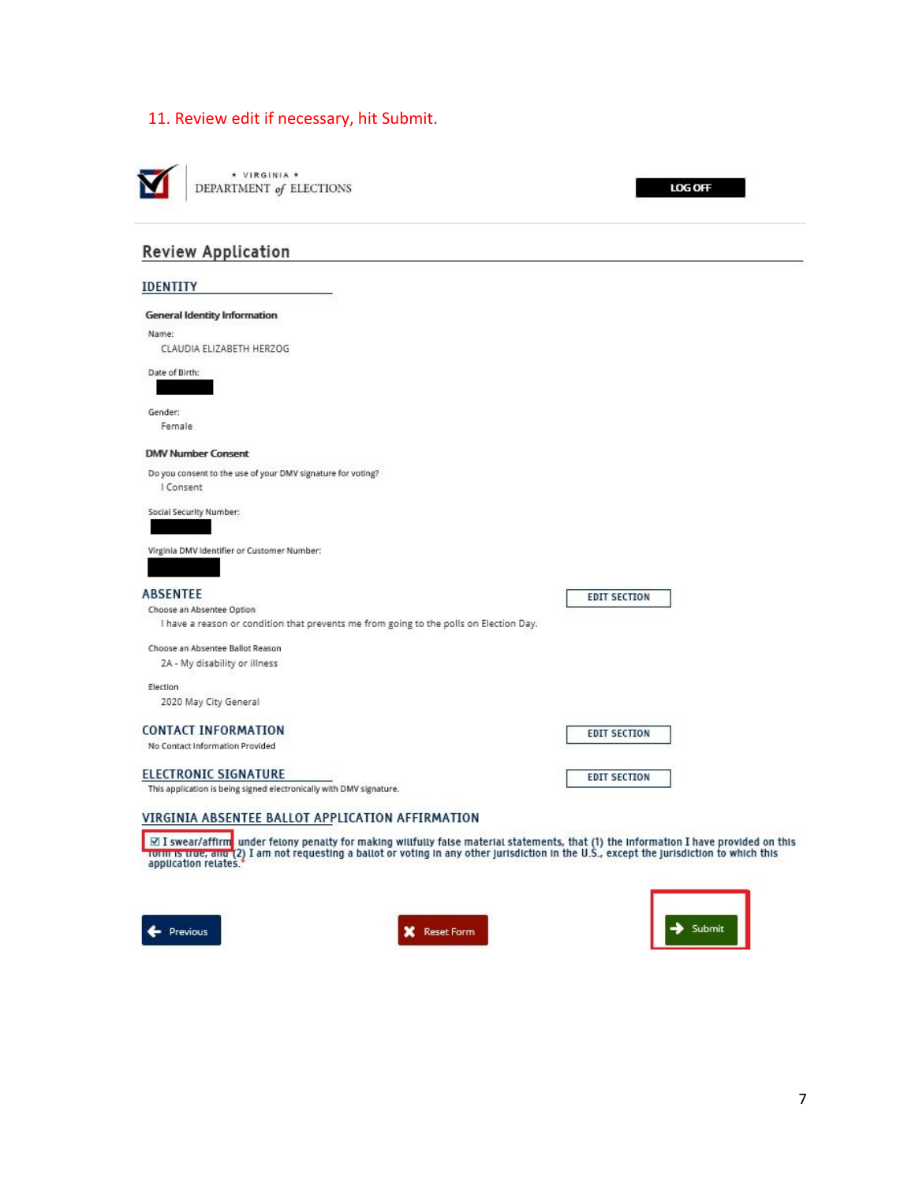11. Review edit if necessary, hit Submit.

★ VIRGINIA ★
DEPARTMENT *of* ELECTIONS

LOG OFF

## Review Application

### IDENTITY

**General Identity Information**

Name:
CLAUDIA ELIZABETH HERZOG

Date of Birth:

Gender:
Female

**DMV Number Consent**

Do you consent to the use of your DMV signature for voting?
I Consent

Social Security Number:

Virginia DMV Identifier or Customer Number:

### ABSENTEE

EDIT SECTION

Choose an Absentee Option
I have a reason or condition that prevents me from going to the polls on Election Day.

Choose an Absentee Ballot Reason
2A - My disability or illness

Election
2020 May City General

### CONTACT INFORMATION

EDIT SECTION

No Contact Information Provided

### ELECTRONIC SIGNATURE

EDIT SECTION

This application is being signed electronically with DMV signature.

### VIRGINIA ABSENTEE BALLOT APPLICATION AFFIRMATION

☑ I swear/affirm under felony penalty for making willfully false material statements, that (1) the information I have provided on this form is true, and (2) I am not requesting a ballot or voting in any other jurisdiction in the U.S., except the jurisdiction to which this application relates.*

Previous

Reset Form

Submit